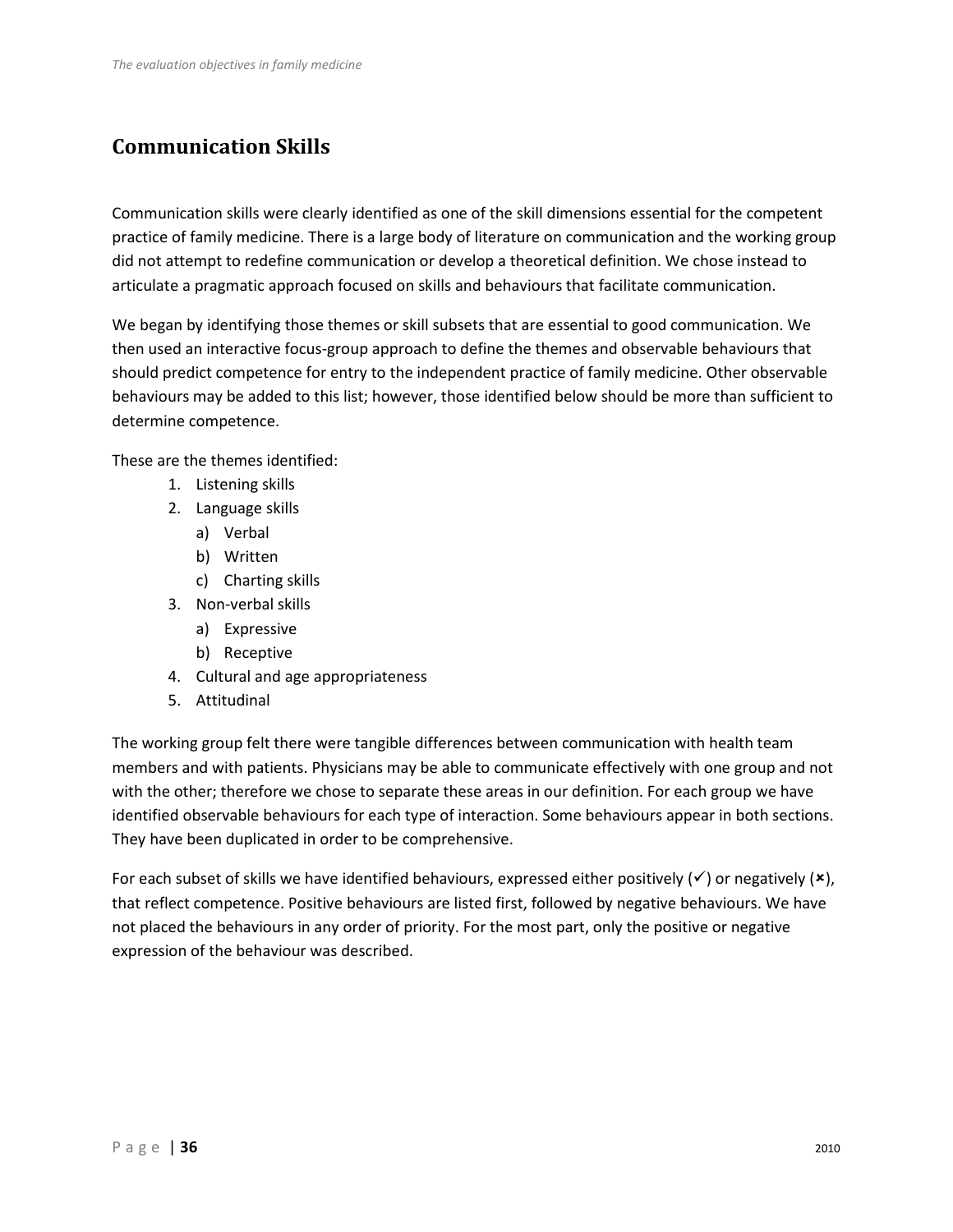## Communication Skills

Communication skills were clearly identified as one of the skill dimensions essential for the competent practice of family medicine. There is a large body of literature on communication and the working group did not attempt to redefine communication or develop a theoretical definition. We chose instead to articulate a pragmatic approach focused on skills and behaviours that facilitate communication.

We began by identifying those themes or skill subsets that are essential to good communication. We then used an interactive focus-group approach to define the themes and observable behaviours that should predict competence for entry to the independent practice of family medicine. Other observable behaviours may be added to this list; however, those identified below should be more than sufficient to determine competence.

These are the themes identified:

1. Listening skills
2. Language skills
   a) Verbal
   b) Written
   c) Charting skills
3. Non-verbal skills
   a) Expressive
   b) Receptive
4. Cultural and age appropriateness
5. Attitudinal

The working group felt there were tangible differences between communication with health team members and with patients. Physicians may be able to communicate effectively with one group and not with the other; therefore we chose to separate these areas in our definition. For each group we have identified observable behaviours for each type of interaction. Some behaviours appear in both sections. They have been duplicated in order to be comprehensive.

For each subset of skills we have identified behaviours, expressed either positively (✓) or negatively (✗), that reflect competence. Positive behaviours are listed first, followed by negative behaviours. We have not placed the behaviours in any order of priority. For the most part, only the positive or negative expression of the behaviour was described.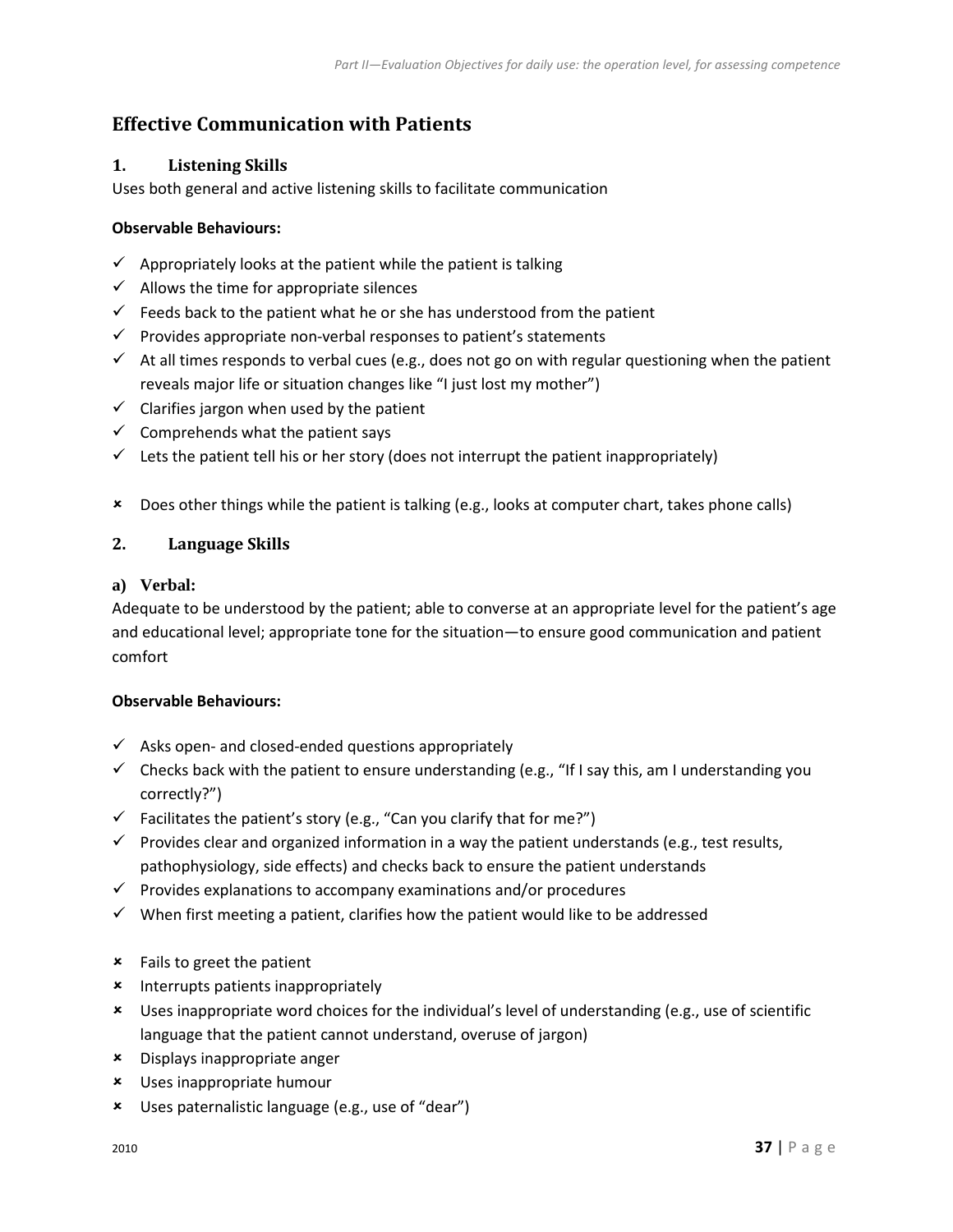## Effective Communication with Patients

### 1. Listening Skills

Uses both general and active listening skills to facilitate communication

**Observable Behaviours:**

- ✓ Appropriately looks at the patient while the patient is talking
- ✓ Allows the time for appropriate silences
- ✓ Feeds back to the patient what he or she has understood from the patient
- ✓ Provides appropriate non-verbal responses to patient's statements
- ✓ At all times responds to verbal cues (e.g., does not go on with regular questioning when the patient reveals major life or situation changes like "I just lost my mother")
- ✓ Clarifies jargon when used by the patient
- ✓ Comprehends what the patient says
- ✓ Lets the patient tell his or her story (does not interrupt the patient inappropriately)

- ✗ Does other things while the patient is talking (e.g., looks at computer chart, takes phone calls)

### 2. Language Skills

#### a) Verbal:

Adequate to be understood by the patient; able to converse at an appropriate level for the patient's age and educational level; appropriate tone for the situation—to ensure good communication and patient comfort

**Observable Behaviours:**

- ✓ Asks open- and closed-ended questions appropriately
- ✓ Checks back with the patient to ensure understanding (e.g., "If I say this, am I understanding you correctly?")
- ✓ Facilitates the patient's story (e.g., "Can you clarify that for me?")
- ✓ Provides clear and organized information in a way the patient understands (e.g., test results, pathophysiology, side effects) and checks back to ensure the patient understands
- ✓ Provides explanations to accompany examinations and/or procedures
- ✓ When first meeting a patient, clarifies how the patient would like to be addressed

- ✗ Fails to greet the patient
- ✗ Interrupts patients inappropriately
- ✗ Uses inappropriate word choices for the individual's level of understanding (e.g., use of scientific language that the patient cannot understand, overuse of jargon)
- ✗ Displays inappropriate anger
- ✗ Uses inappropriate humour
- ✗ Uses paternalistic language (e.g., use of "dear")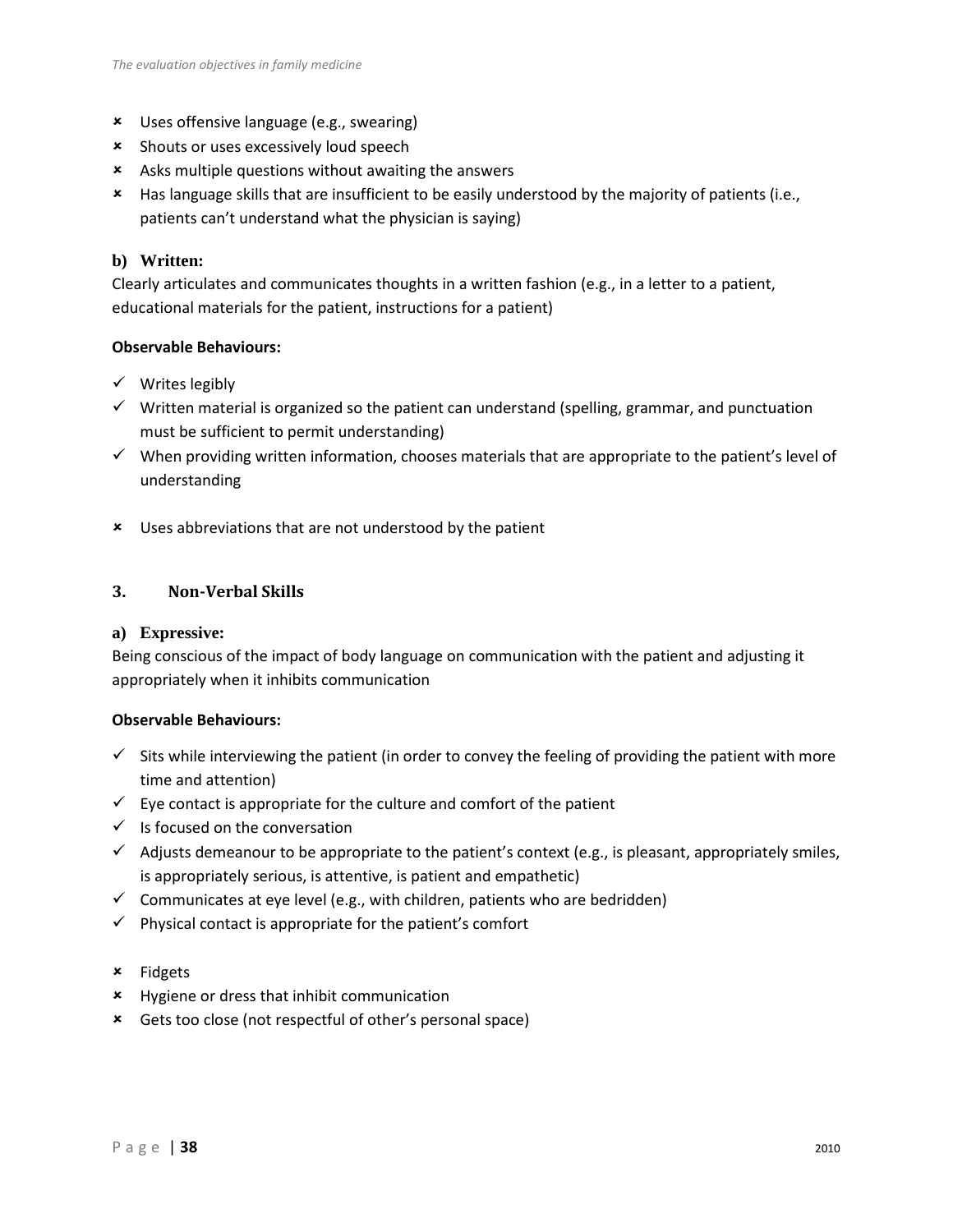- ✗ Uses offensive language (e.g., swearing)
- ✗ Shouts or uses excessively loud speech
- ✗ Asks multiple questions without awaiting the answers
- ✗ Has language skills that are insufficient to be easily understood by the majority of patients (i.e., patients can't understand what the physician is saying)

### b) Written:

Clearly articulates and communicates thoughts in a written fashion (e.g., in a letter to a patient, educational materials for the patient, instructions for a patient)

**Observable Behaviours:**

- ✓ Writes legibly
- ✓ Written material is organized so the patient can understand (spelling, grammar, and punctuation must be sufficient to permit understanding)
- ✓ When providing written information, chooses materials that are appropriate to the patient's level of understanding

- ✗ Uses abbreviations that are not understood by the patient

## 3. Non-Verbal Skills

### a) Expressive:

Being conscious of the impact of body language on communication with the patient and adjusting it appropriately when it inhibits communication

**Observable Behaviours:**

- ✓ Sits while interviewing the patient (in order to convey the feeling of providing the patient with more time and attention)
- ✓ Eye contact is appropriate for the culture and comfort of the patient
- ✓ Is focused on the conversation
- ✓ Adjusts demeanour to be appropriate to the patient's context (e.g., is pleasant, appropriately smiles, is appropriately serious, is attentive, is patient and empathetic)
- ✓ Communicates at eye level (e.g., with children, patients who are bedridden)
- ✓ Physical contact is appropriate for the patient's comfort

- ✗ Fidgets
- ✗ Hygiene or dress that inhibit communication
- ✗ Gets too close (not respectful of other's personal space)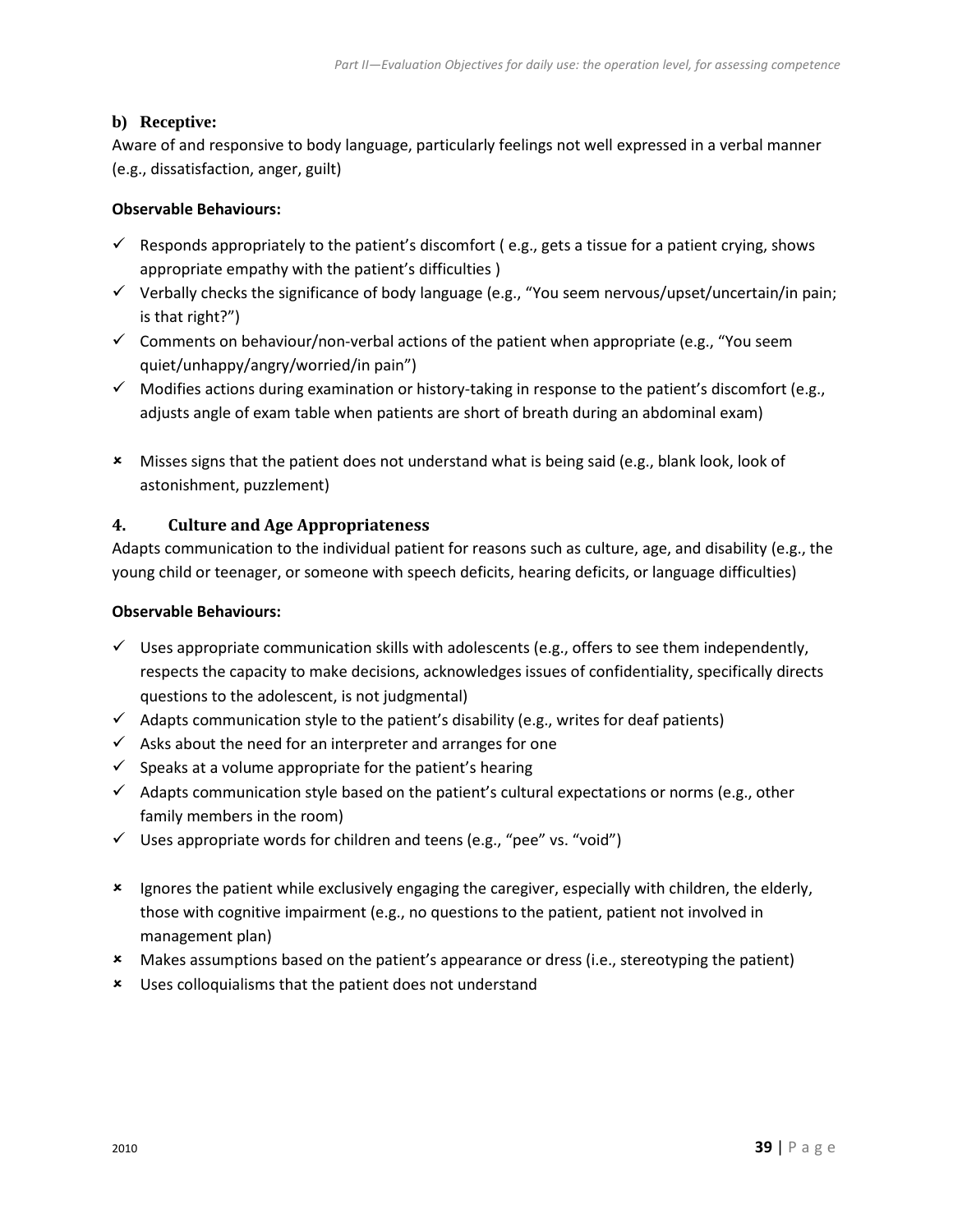### b) Receptive:

Aware of and responsive to body language, particularly feelings not well expressed in a verbal manner (e.g., dissatisfaction, anger, guilt)

**Observable Behaviours:**

- ✓ Responds appropriately to the patient's discomfort ( e.g., gets a tissue for a patient crying, shows appropriate empathy with the patient's difficulties )
- ✓ Verbally checks the significance of body language (e.g., "You seem nervous/upset/uncertain/in pain; is that right?")
- ✓ Comments on behaviour/non-verbal actions of the patient when appropriate (e.g., "You seem quiet/unhappy/angry/worried/in pain")
- ✓ Modifies actions during examination or history-taking in response to the patient's discomfort (e.g., adjusts angle of exam table when patients are short of breath during an abdominal exam)

- ✗ Misses signs that the patient does not understand what is being said (e.g., blank look, look of astonishment, puzzlement)

## 4. Culture and Age Appropriateness

Adapts communication to the individual patient for reasons such as culture, age, and disability (e.g., the young child or teenager, or someone with speech deficits, hearing deficits, or language difficulties)

**Observable Behaviours:**

- ✓ Uses appropriate communication skills with adolescents (e.g., offers to see them independently, respects the capacity to make decisions, acknowledges issues of confidentiality, specifically directs questions to the adolescent, is not judgmental)
- ✓ Adapts communication style to the patient's disability (e.g., writes for deaf patients)
- ✓ Asks about the need for an interpreter and arranges for one
- ✓ Speaks at a volume appropriate for the patient's hearing
- ✓ Adapts communication style based on the patient's cultural expectations or norms (e.g., other family members in the room)
- ✓ Uses appropriate words for children and teens (e.g., "pee" vs. "void")

- ✗ Ignores the patient while exclusively engaging the caregiver, especially with children, the elderly, those with cognitive impairment (e.g., no questions to the patient, patient not involved in management plan)
- ✗ Makes assumptions based on the patient's appearance or dress (i.e., stereotyping the patient)
- ✗ Uses colloquialisms that the patient does not understand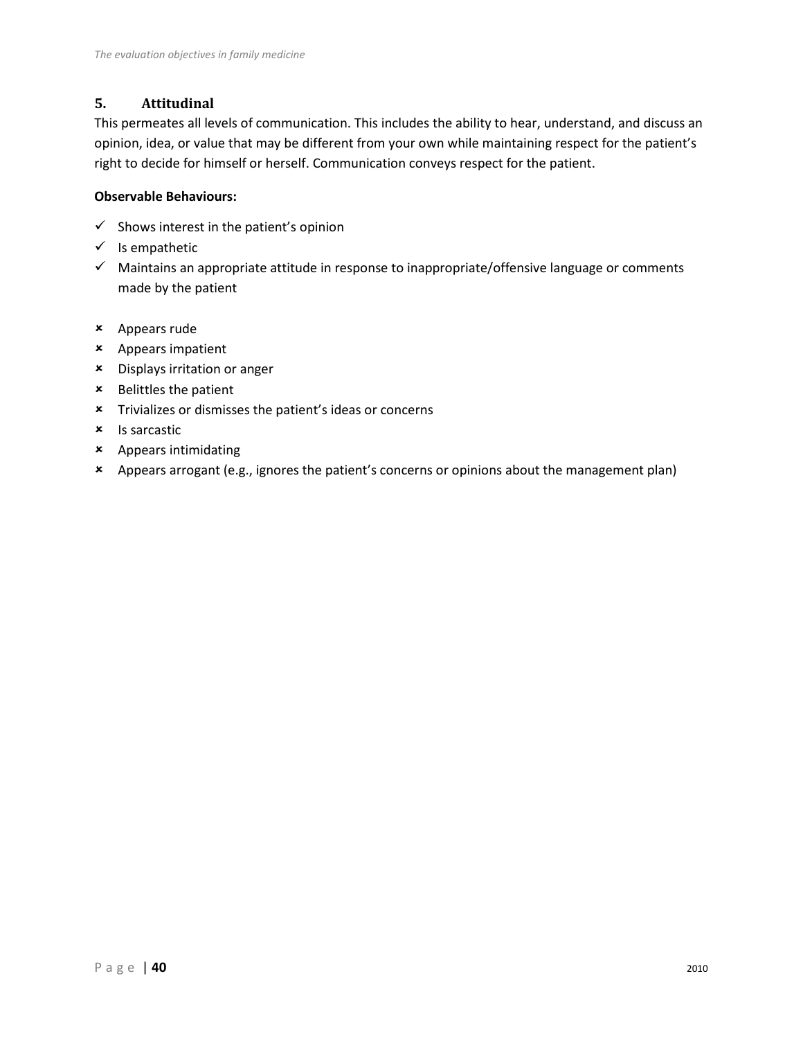## 5. Attitudinal

This permeates all levels of communication. This includes the ability to hear, understand, and discuss an opinion, idea, or value that may be different from your own while maintaining respect for the patient's right to decide for himself or herself. Communication conveys respect for the patient.

**Observable Behaviours:**

- ✓ Shows interest in the patient's opinion
- ✓ Is empathetic
- ✓ Maintains an appropriate attitude in response to inappropriate/offensive language or comments made by the patient

- ✗ Appears rude
- ✗ Appears impatient
- ✗ Displays irritation or anger
- ✗ Belittles the patient
- ✗ Trivializes or dismisses the patient's ideas or concerns
- ✗ Is sarcastic
- ✗ Appears intimidating
- ✗ Appears arrogant (e.g., ignores the patient's concerns or opinions about the management plan)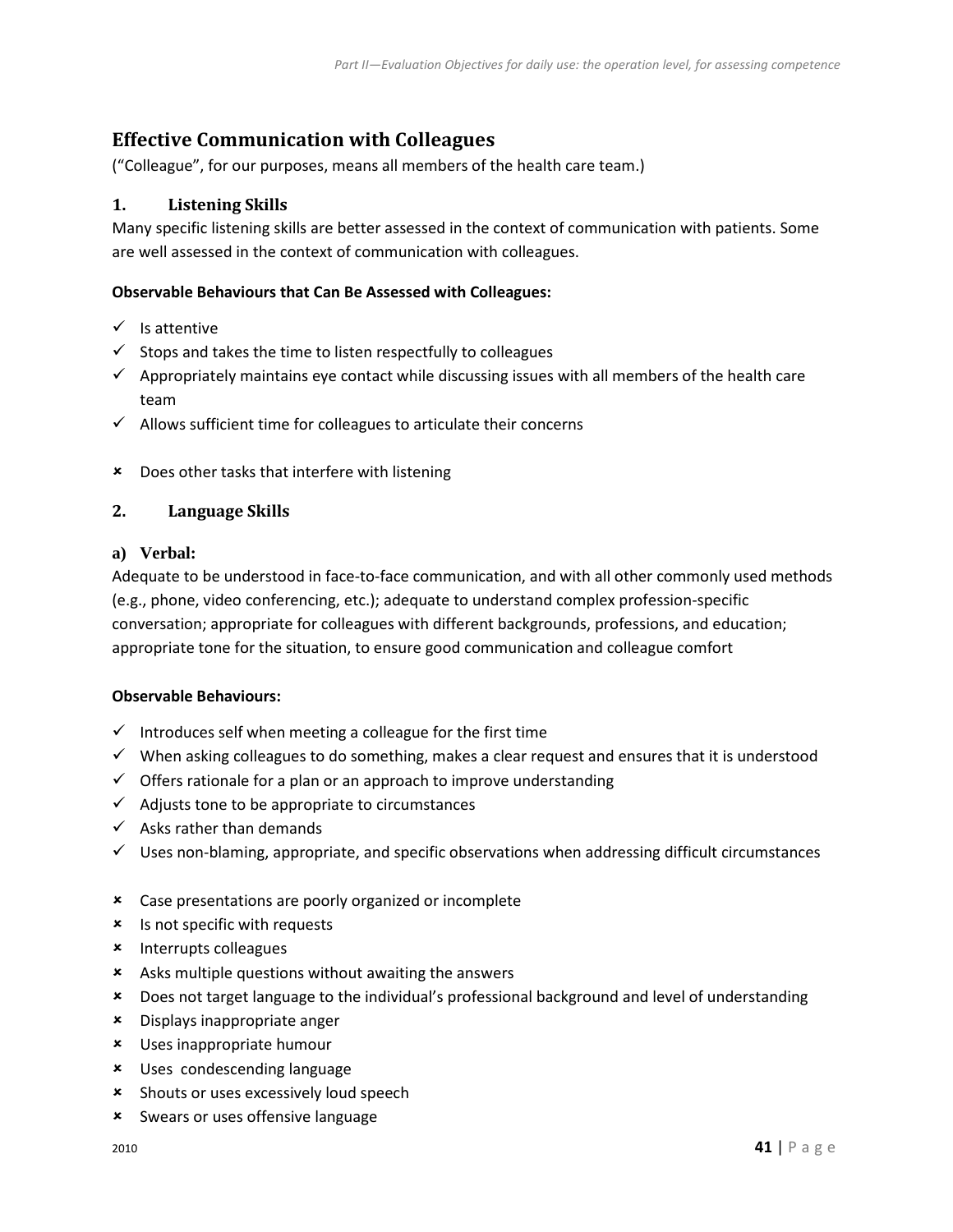## Effective Communication with Colleagues

("Colleague", for our purposes, means all members of the health care team.)

### 1. Listening Skills

Many specific listening skills are better assessed in the context of communication with patients. Some are well assessed in the context of communication with colleagues.

**Observable Behaviours that Can Be Assessed with Colleagues:**

- ✓ Is attentive
- ✓ Stops and takes the time to listen respectfully to colleagues
- ✓ Appropriately maintains eye contact while discussing issues with all members of the health care team
- ✓ Allows sufficient time for colleagues to articulate their concerns

- ✗ Does other tasks that interfere with listening

### 2. Language Skills

#### a) Verbal:

Adequate to be understood in face-to-face communication, and with all other commonly used methods (e.g., phone, video conferencing, etc.); adequate to understand complex profession-specific conversation; appropriate for colleagues with different backgrounds, professions, and education; appropriate tone for the situation, to ensure good communication and colleague comfort

**Observable Behaviours:**

- ✓ Introduces self when meeting a colleague for the first time
- ✓ When asking colleagues to do something, makes a clear request and ensures that it is understood
- ✓ Offers rationale for a plan or an approach to improve understanding
- ✓ Adjusts tone to be appropriate to circumstances
- ✓ Asks rather than demands
- ✓ Uses non-blaming, appropriate, and specific observations when addressing difficult circumstances

- ✗ Case presentations are poorly organized or incomplete
- ✗ Is not specific with requests
- ✗ Interrupts colleagues
- ✗ Asks multiple questions without awaiting the answers
- ✗ Does not target language to the individual's professional background and level of understanding
- ✗ Displays inappropriate anger
- ✗ Uses inappropriate humour
- ✗ Uses condescending language
- ✗ Shouts or uses excessively loud speech
- ✗ Swears or uses offensive language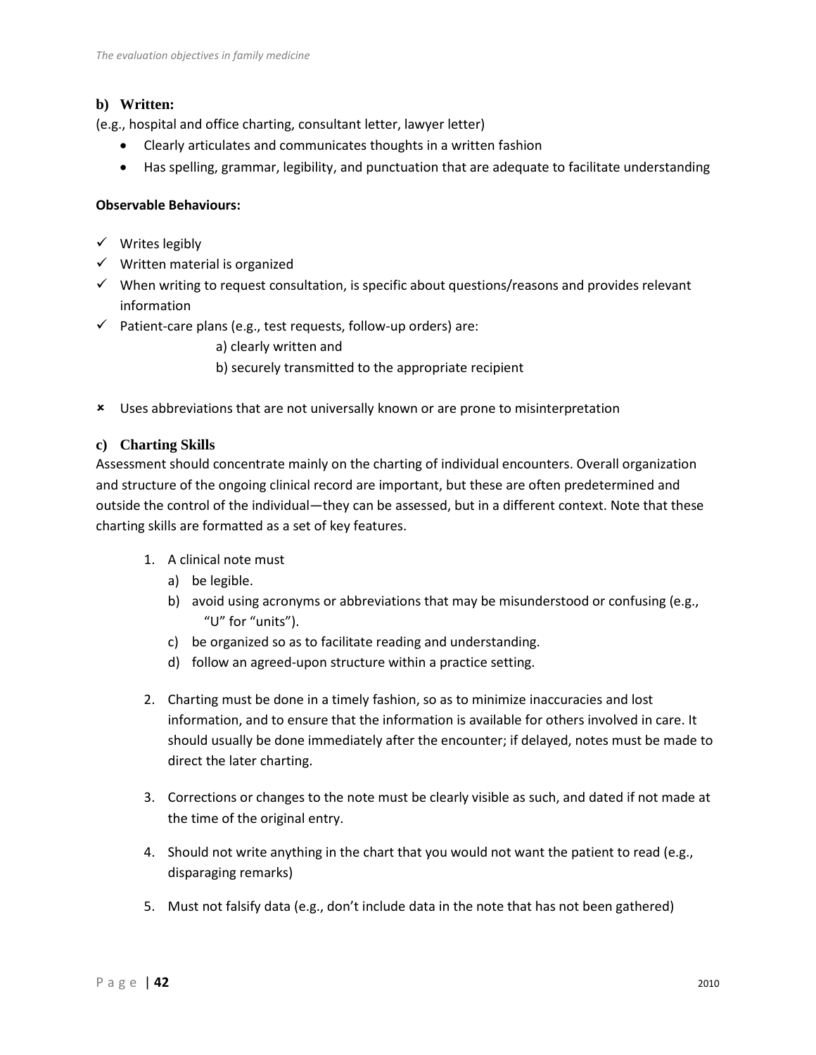### b) Written:

(e.g., hospital and office charting, consultant letter, lawyer letter)

- Clearly articulates and communicates thoughts in a written fashion
- Has spelling, grammar, legibility, and punctuation that are adequate to facilitate understanding

**Observable Behaviours:**

- ✓ Writes legibly
- ✓ Written material is organized
- ✓ When writing to request consultation, is specific about questions/reasons and provides relevant information
- ✓ Patient-care plans (e.g., test requests, follow-up orders) are:
  - a) clearly written and
  - b) securely transmitted to the appropriate recipient

- ✗ Uses abbreviations that are not universally known or are prone to misinterpretation

### c) Charting Skills

Assessment should concentrate mainly on the charting of individual encounters. Overall organization and structure of the ongoing clinical record are important, but these are often predetermined and outside the control of the individual—they can be assessed, but in a different context. Note that these charting skills are formatted as a set of key features.

1. A clinical note must
   a) be legible.
   b) avoid using acronyms or abbreviations that may be misunderstood or confusing (e.g., "U" for "units").
   c) be organized so as to facilitate reading and understanding.
   d) follow an agreed-upon structure within a practice setting.

2. Charting must be done in a timely fashion, so as to minimize inaccuracies and lost information, and to ensure that the information is available for others involved in care. It should usually be done immediately after the encounter; if delayed, notes must be made to direct the later charting.

3. Corrections or changes to the note must be clearly visible as such, and dated if not made at the time of the original entry.

4. Should not write anything in the chart that you would not want the patient to read (e.g., disparaging remarks)

5. Must not falsify data (e.g., don't include data in the note that has not been gathered)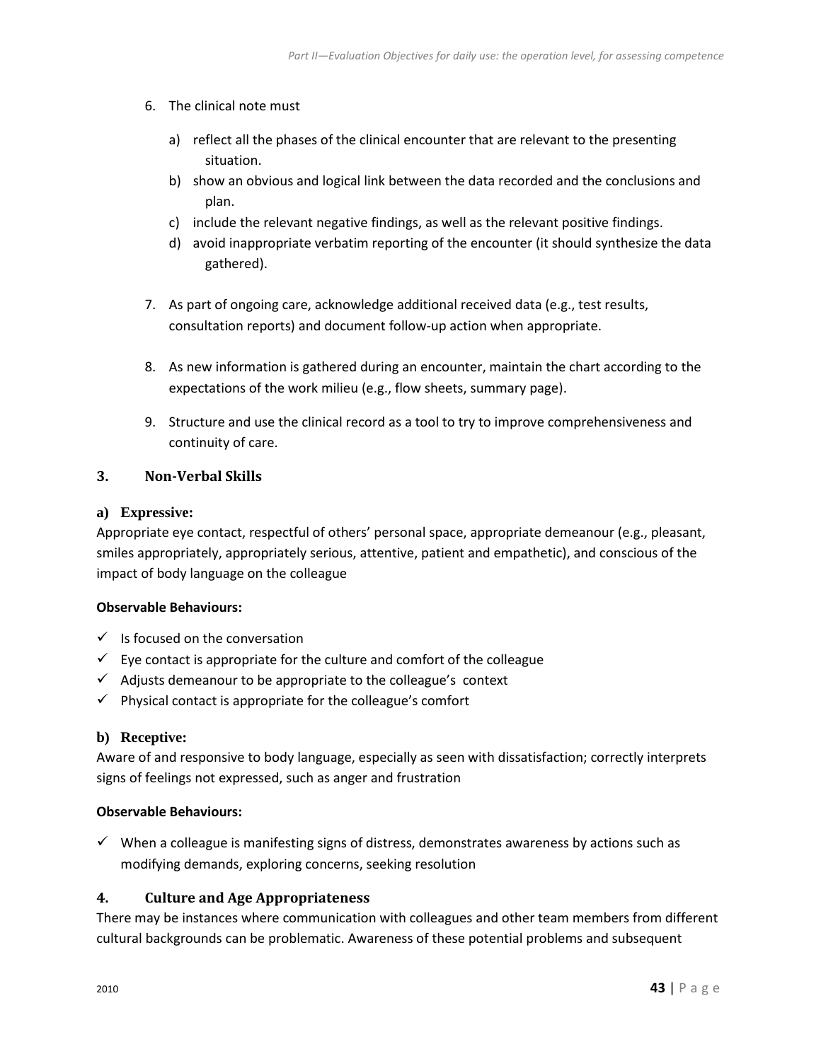6. The clinical note must

   a) reflect all the phases of the clinical encounter that are relevant to the presenting situation.
   
   b) show an obvious and logical link between the data recorded and the conclusions and plan.
   
   c) include the relevant negative findings, as well as the relevant positive findings.
   
   d) avoid inappropriate verbatim reporting of the encounter (it should synthesize the data gathered).

7. As part of ongoing care, acknowledge additional received data (e.g., test results, consultation reports) and document follow-up action when appropriate.

8. As new information is gathered during an encounter, maintain the chart according to the expectations of the work milieu (e.g., flow sheets, summary page).

9. Structure and use the clinical record as a tool to try to improve comprehensiveness and continuity of care.

## 3. Non-Verbal Skills

### a) Expressive:

Appropriate eye contact, respectful of others' personal space, appropriate demeanour (e.g., pleasant, smiles appropriately, appropriately serious, attentive, patient and empathetic), and conscious of the impact of body language on the colleague

**Observable Behaviours:**

- ✓ Is focused on the conversation
- ✓ Eye contact is appropriate for the culture and comfort of the colleague
- ✓ Adjusts demeanour to be appropriate to the colleague's context
- ✓ Physical contact is appropriate for the colleague's comfort

### b) Receptive:

Aware of and responsive to body language, especially as seen with dissatisfaction; correctly interprets signs of feelings not expressed, such as anger and frustration

**Observable Behaviours:**

- ✓ When a colleague is manifesting signs of distress, demonstrates awareness by actions such as modifying demands, exploring concerns, seeking resolution

## 4. Culture and Age Appropriateness

There may be instances where communication with colleagues and other team members from different cultural backgrounds can be problematic. Awareness of these potential problems and subsequent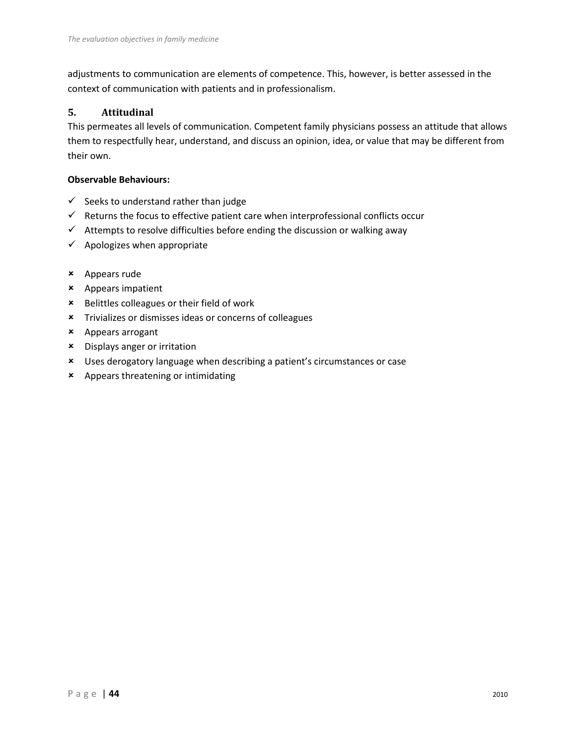adjustments to communication are elements of competence. This, however, is better assessed in the context of communication with patients and in professionalism.

## 5. Attitudinal

This permeates all levels of communication. Competent family physicians possess an attitude that allows them to respectfully hear, understand, and discuss an opinion, idea, or value that may be different from their own.

**Observable Behaviours:**

- ✓ Seeks to understand rather than judge
- ✓ Returns the focus to effective patient care when interprofessional conflicts occur
- ✓ Attempts to resolve difficulties before ending the discussion or walking away
- ✓ Apologizes when appropriate

- ✗ Appears rude
- ✗ Appears impatient
- ✗ Belittles colleagues or their field of work
- ✗ Trivializes or dismisses ideas or concerns of colleagues
- ✗ Appears arrogant
- ✗ Displays anger or irritation
- ✗ Uses derogatory language when describing a patient's circumstances or case
- ✗ Appears threatening or intimidating